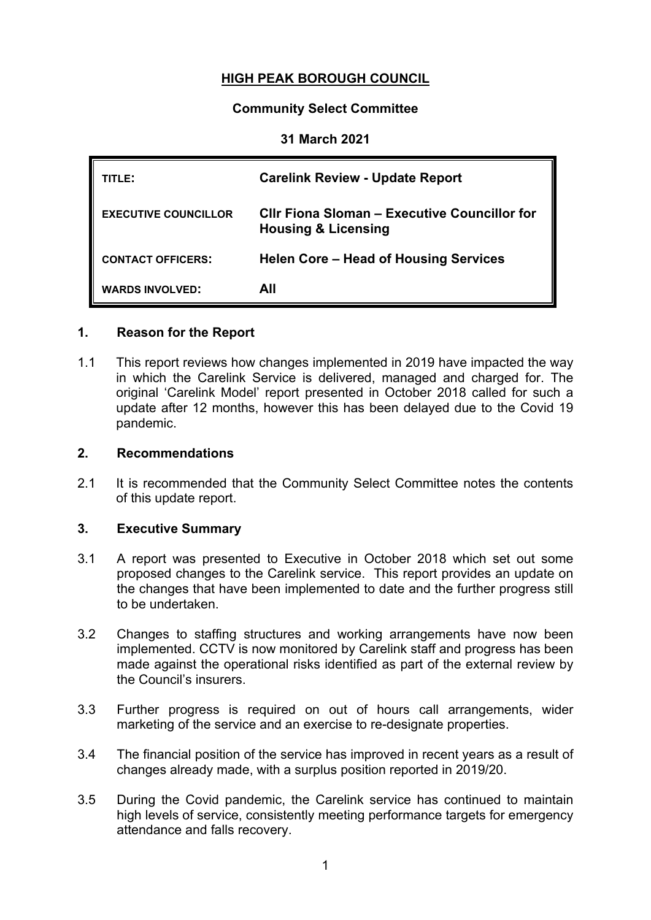# HIGH PEAK BOROUGH COUNCIL

## Community Select Committee

**31 March 2021**

| | |
|---|---|
| **TITLE:** | **Carelink Review - Update Report** |
| **EXECUTIVE COUNCILLOR** | **Cllr Fiona Sloman – Executive Councillor for Housing & Licensing** |
| **CONTACT OFFICERS:** | **Helen Core – Head of Housing Services** |
| **WARDS INVOLVED:** | **All** |

## 1. Reason for the Report

1.1 This report reviews how changes implemented in 2019 have impacted the way in which the Carelink Service is delivered, managed and charged for. The original 'Carelink Model' report presented in October 2018 called for such a update after 12 months, however this has been delayed due to the Covid 19 pandemic.

## 2. Recommendations

2.1 It is recommended that the Community Select Committee notes the contents of this update report.

## 3. Executive Summary

3.1 A report was presented to Executive in October 2018 which set out some proposed changes to the Carelink service. This report provides an update on the changes that have been implemented to date and the further progress still to be undertaken.

3.2 Changes to staffing structures and working arrangements have now been implemented. CCTV is now monitored by Carelink staff and progress has been made against the operational risks identified as part of the external review by the Council's insurers.

3.3 Further progress is required on out of hours call arrangements, wider marketing of the service and an exercise to re-designate properties.

3.4 The financial position of the service has improved in recent years as a result of changes already made, with a surplus position reported in 2019/20.

3.5 During the Covid pandemic, the Carelink service has continued to maintain high levels of service, consistently meeting performance targets for emergency attendance and falls recovery.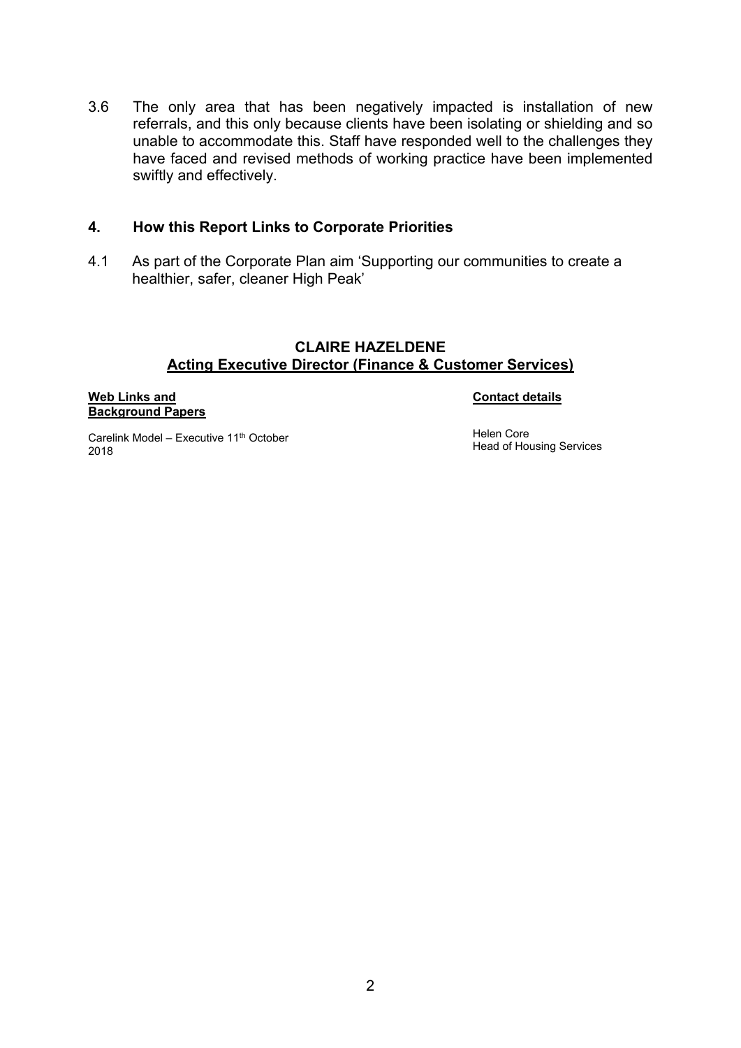3.6 The only area that has been negatively impacted is installation of new referrals, and this only because clients have been isolating or shielding and so unable to accommodate this. Staff have responded well to the challenges they have faced and revised methods of working practice have been implemented swiftly and effectively.

## 4. How this Report Links to Corporate Priorities

4.1 As part of the Corporate Plan aim 'Supporting our communities to create a healthier, safer, cleaner High Peak'

**CLAIRE HAZELDENE**
**Acting Executive Director (Finance & Customer Services)**

**Web Links and Background Papers**

Carelink Model – Executive 11th October 2018

**Contact details**

Helen Core
Head of Housing Services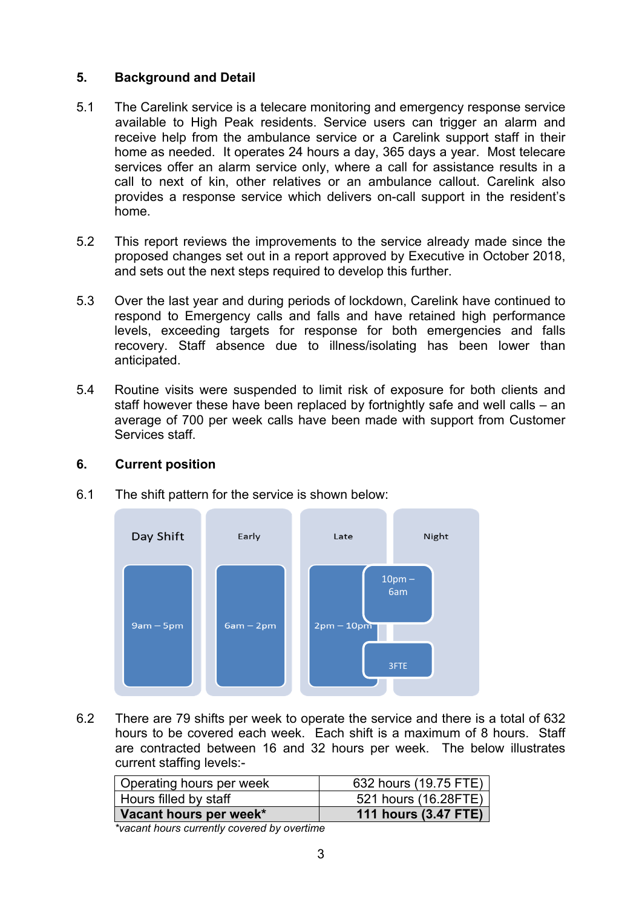## 5. Background and Detail

5.1 The Carelink service is a telecare monitoring and emergency response service available to High Peak residents. Service users can trigger an alarm and receive help from the ambulance service or a Carelink support staff in their home as needed. It operates 24 hours a day, 365 days a year. Most telecare services offer an alarm service only, where a call for assistance results in a call to next of kin, other relatives or an ambulance callout. Carelink also provides a response service which delivers on-call support in the resident's home.

5.2 This report reviews the improvements to the service already made since the proposed changes set out in a report approved by Executive in October 2018, and sets out the next steps required to develop this further.

5.3 Over the last year and during periods of lockdown, Carelink have continued to respond to Emergency calls and falls and have retained high performance levels, exceeding targets for response for both emergencies and falls recovery. Staff absence due to illness/isolating has been lower than anticipated.

5.4 Routine visits were suspended to limit risk of exposure for both clients and staff however these have been replaced by fortnightly safe and well calls – an average of 700 per week calls have been made with support from Customer Services staff.

## 6. Current position

6.1 The shift pattern for the service is shown below:

| Day Shift | Early | Late | Night |
|---|---|---|---|
| 9am – 5pm | 6am – 2pm | 2pm – 10pm | 10pm – 6am |
| | | | 3FTE |

6.2 There are 79 shifts per week to operate the service and there is a total of 632 hours to be covered each week. Each shift is a maximum of 8 hours. Staff are contracted between 16 and 32 hours per week. The below illustrates current staffing levels:-

| Operating hours per week | 632 hours (19.75 FTE) |
|---|---|
| Hours filled by staff | 521 hours (16.28FTE) |
| **Vacant hours per week*** | **111 hours (3.47 FTE)** |

*\*vacant hours currently covered by overtime*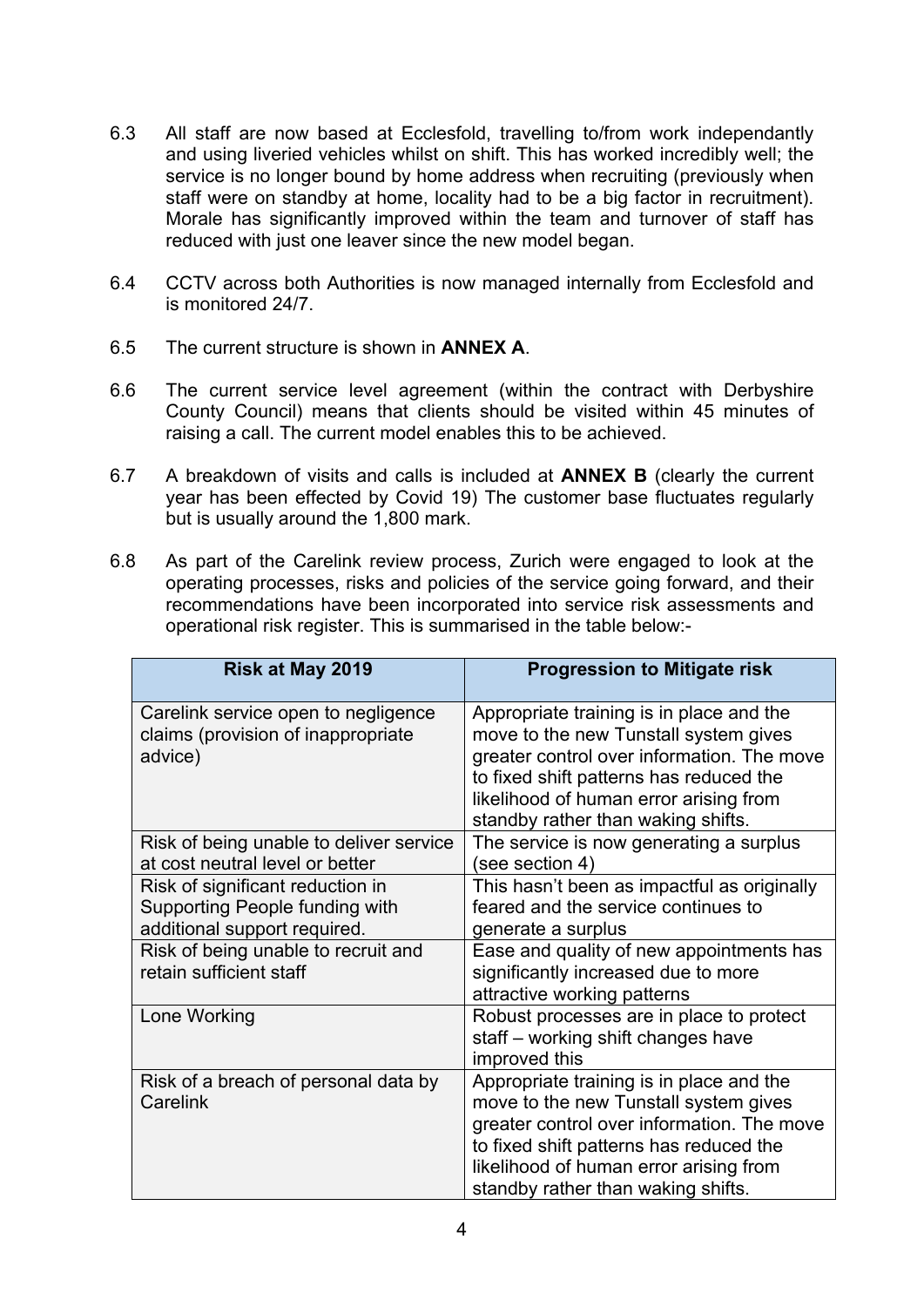6.3 All staff are now based at Ecclesfold, travelling to/from work independantly and using liveried vehicles whilst on shift. This has worked incredibly well; the service is no longer bound by home address when recruiting (previously when staff were on standby at home, locality had to be a big factor in recruitment). Morale has significantly improved within the team and turnover of staff has reduced with just one leaver since the new model began.

6.4 CCTV across both Authorities is now managed internally from Ecclesfold and is monitored 24/7.

6.5 The current structure is shown in **ANNEX A**.

6.6 The current service level agreement (within the contract with Derbyshire County Council) means that clients should be visited within 45 minutes of raising a call. The current model enables this to be achieved.

6.7 A breakdown of visits and calls is included at **ANNEX B** (clearly the current year has been effected by Covid 19) The customer base fluctuates regularly but is usually around the 1,800 mark.

6.8 As part of the Carelink review process, Zurich were engaged to look at the operating processes, risks and policies of the service going forward, and their recommendations have been incorporated into service risk assessments and operational risk register. This is summarised in the table below:-

| Risk at May 2019 | Progression to Mitigate risk |
|---|---|
| Carelink service open to negligence claims (provision of inappropriate advice) | Appropriate training is in place and the move to the new Tunstall system gives greater control over information. The move to fixed shift patterns has reduced the likelihood of human error arising from standby rather than waking shifts. |
| Risk of being unable to deliver service at cost neutral level or better | The service is now generating a surplus (see section 4) |
| Risk of significant reduction in Supporting People funding with additional support required. | This hasn't been as impactful as originally feared and the service continues to generate a surplus |
| Risk of being unable to recruit and retain sufficient staff | Ease and quality of new appointments has significantly increased due to more attractive working patterns |
| Lone Working | Robust processes are in place to protect staff – working shift changes have improved this |
| Risk of a breach of personal data by Carelink | Appropriate training is in place and the move to the new Tunstall system gives greater control over information. The move to fixed shift patterns has reduced the likelihood of human error arising from standby rather than waking shifts. |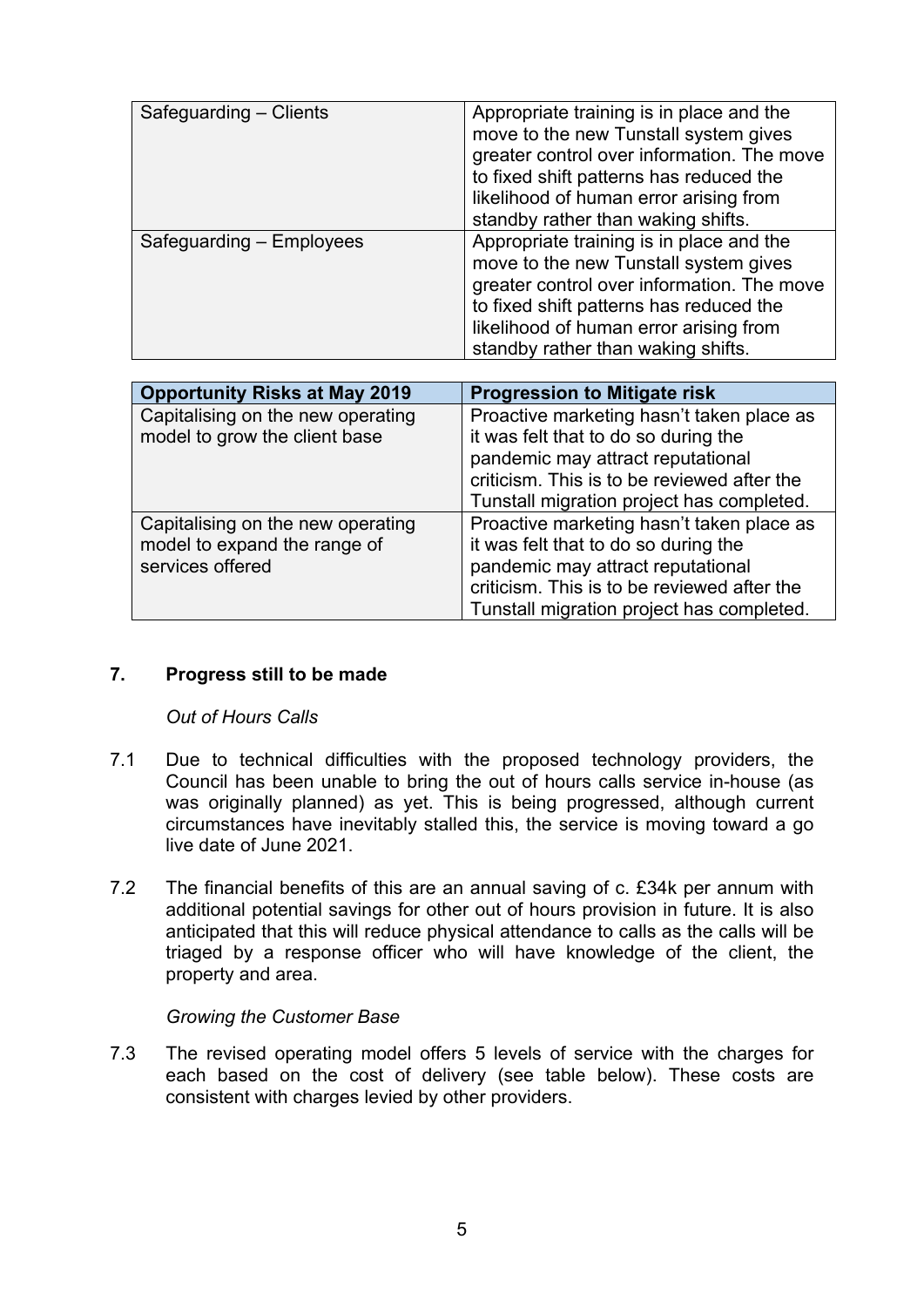| | |
|---|---|
| Safeguarding – Clients | Appropriate training is in place and the move to the new Tunstall system gives greater control over information. The move to fixed shift patterns has reduced the likelihood of human error arising from standby rather than waking shifts. |
| Safeguarding – Employees | Appropriate training is in place and the move to the new Tunstall system gives greater control over information. The move to fixed shift patterns has reduced the likelihood of human error arising from standby rather than waking shifts. |

| Opportunity Risks at May 2019 | Progression to Mitigate risk |
|---|---|
| Capitalising on the new operating model to grow the client base | Proactive marketing hasn't taken place as it was felt that to do so during the pandemic may attract reputational criticism. This is to be reviewed after the Tunstall migration project has completed. |
| Capitalising on the new operating model to expand the range of services offered | Proactive marketing hasn't taken place as it was felt that to do so during the pandemic may attract reputational criticism. This is to be reviewed after the Tunstall migration project has completed. |

## 7. Progress still to be made

*Out of Hours Calls*

7.1 Due to technical difficulties with the proposed technology providers, the Council has been unable to bring the out of hours calls service in-house (as was originally planned) as yet. This is being progressed, although current circumstances have inevitably stalled this, the service is moving toward a go live date of June 2021.

7.2 The financial benefits of this are an annual saving of c. £34k per annum with additional potential savings for other out of hours provision in future. It is also anticipated that this will reduce physical attendance to calls as the calls will be triaged by a response officer who will have knowledge of the client, the property and area.

*Growing the Customer Base*

7.3 The revised operating model offers 5 levels of service with the charges for each based on the cost of delivery (see table below). These costs are consistent with charges levied by other providers.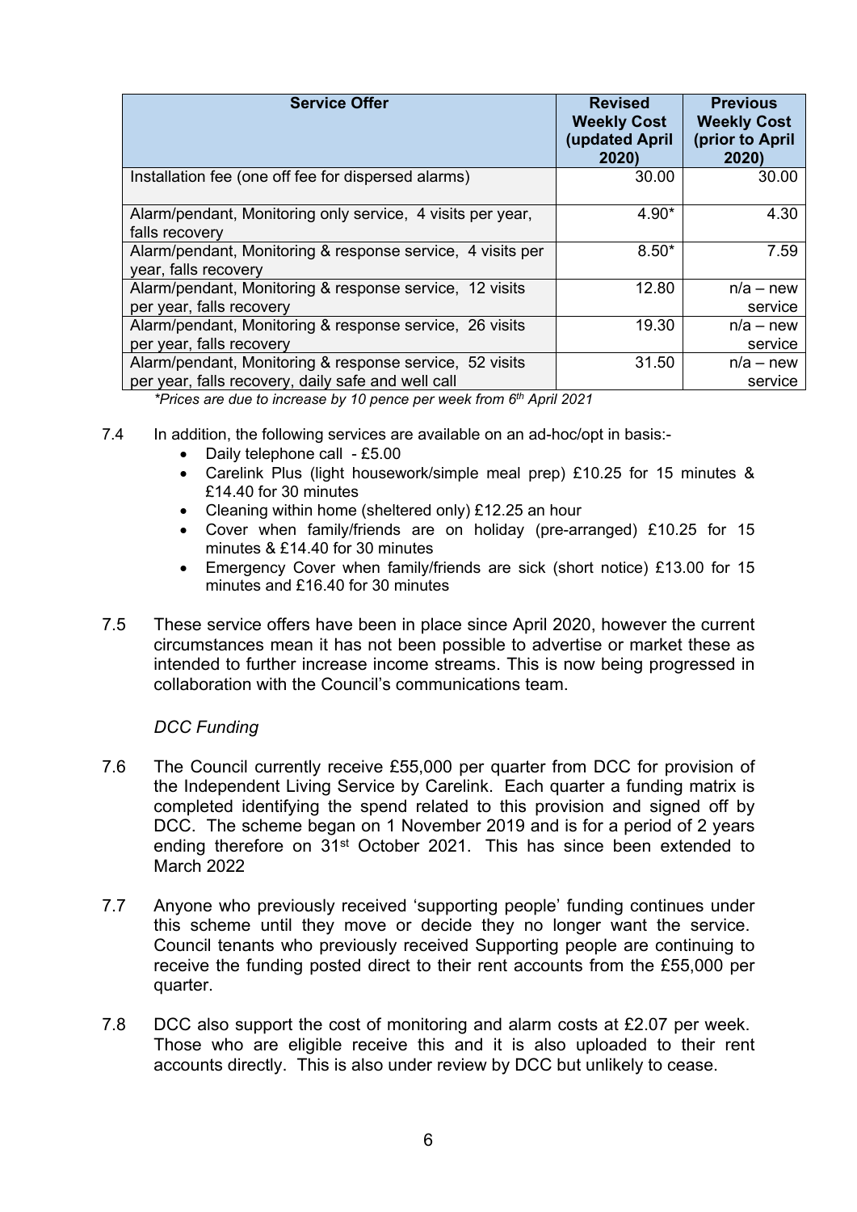| Service Offer | Revised Weekly Cost (updated April 2020) | Previous Weekly Cost (prior to April 2020) |
|---|---|---|
| Installation fee (one off fee for dispersed alarms) | 30.00 | 30.00 |
| Alarm/pendant, Monitoring only service, 4 visits per year, falls recovery | 4.90* | 4.30 |
| Alarm/pendant, Monitoring & response service, 4 visits per year, falls recovery | 8.50* | 7.59 |
| Alarm/pendant, Monitoring & response service, 12 visits per year, falls recovery | 12.80 | n/a – new service |
| Alarm/pendant, Monitoring & response service, 26 visits per year, falls recovery | 19.30 | n/a – new service |
| Alarm/pendant, Monitoring & response service, 52 visits per year, falls recovery, daily safe and well call | 31.50 | n/a – new service |

*\*Prices are due to increase by 10 pence per week from 6th April 2021*

7.4 In addition, the following services are available on an ad-hoc/opt in basis:-

- Daily telephone call - £5.00
- Carelink Plus (light housework/simple meal prep) £10.25 for 15 minutes & £14.40 for 30 minutes
- Cleaning within home (sheltered only) £12.25 an hour
- Cover when family/friends are on holiday (pre-arranged) £10.25 for 15 minutes & £14.40 for 30 minutes
- Emergency Cover when family/friends are sick (short notice) £13.00 for 15 minutes and £16.40 for 30 minutes

7.5 These service offers have been in place since April 2020, however the current circumstances mean it has not been possible to advertise or market these as intended to further increase income streams. This is now being progressed in collaboration with the Council's communications team.

*DCC Funding*

7.6 The Council currently receive £55,000 per quarter from DCC for provision of the Independent Living Service by Carelink. Each quarter a funding matrix is completed identifying the spend related to this provision and signed off by DCC. The scheme began on 1 November 2019 and is for a period of 2 years ending therefore on 31st October 2021. This has since been extended to March 2022

7.7 Anyone who previously received 'supporting people' funding continues under this scheme until they move or decide they no longer want the service. Council tenants who previously received Supporting people are continuing to receive the funding posted direct to their rent accounts from the £55,000 per quarter.

7.8 DCC also support the cost of monitoring and alarm costs at £2.07 per week. Those who are eligible receive this and it is also uploaded to their rent accounts directly. This is also under review by DCC but unlikely to cease.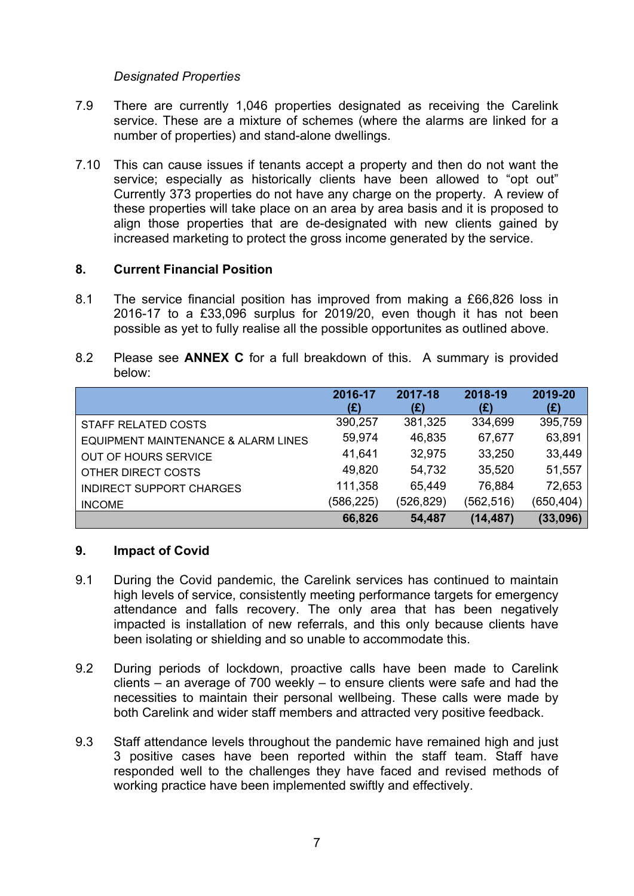*Designated Properties*

7.9 There are currently 1,046 properties designated as receiving the Carelink service. These are a mixture of schemes (where the alarms are linked for a number of properties) and stand-alone dwellings.

7.10 This can cause issues if tenants accept a property and then do not want the service; especially as historically clients have been allowed to "opt out" Currently 373 properties do not have any charge on the property. A review of these properties will take place on an area by area basis and it is proposed to align those properties that are de-designated with new clients gained by increased marketing to protect the gross income generated by the service.

## 8. Current Financial Position

8.1 The service financial position has improved from making a £66,826 loss in 2016-17 to a £33,096 surplus for 2019/20, even though it has not been possible as yet to fully realise all the possible opportunites as outlined above.

8.2 Please see **ANNEX C** for a full breakdown of this. A summary is provided below:

| | 2016-17 (£) | 2017-18 (£) | 2018-19 (£) | 2019-20 (£) |
|---|---|---|---|---|
| STAFF RELATED COSTS | 390,257 | 381,325 | 334,699 | 395,759 |
| EQUIPMENT MAINTENANCE & ALARM LINES | 59,974 | 46,835 | 67,677 | 63,891 |
| OUT OF HOURS SERVICE | 41,641 | 32,975 | 33,250 | 33,449 |
| OTHER DIRECT COSTS | 49,820 | 54,732 | 35,520 | 51,557 |
| INDIRECT SUPPORT CHARGES | 111,358 | 65,449 | 76,884 | 72,653 |
| INCOME | (586,225) | (526,829) | (562,516) | (650,404) |
| | **66,826** | **54,487** | **(14,487)** | **(33,096)** |

## 9. Impact of Covid

9.1 During the Covid pandemic, the Carelink services has continued to maintain high levels of service, consistently meeting performance targets for emergency attendance and falls recovery. The only area that has been negatively impacted is installation of new referrals, and this only because clients have been isolating or shielding and so unable to accommodate this.

9.2 During periods of lockdown, proactive calls have been made to Carelink clients – an average of 700 weekly – to ensure clients were safe and had the necessities to maintain their personal wellbeing. These calls were made by both Carelink and wider staff members and attracted very positive feedback.

9.3 Staff attendance levels throughout the pandemic have remained high and just 3 positive cases have been reported within the staff team. Staff have responded well to the challenges they have faced and revised methods of working practice have been implemented swiftly and effectively.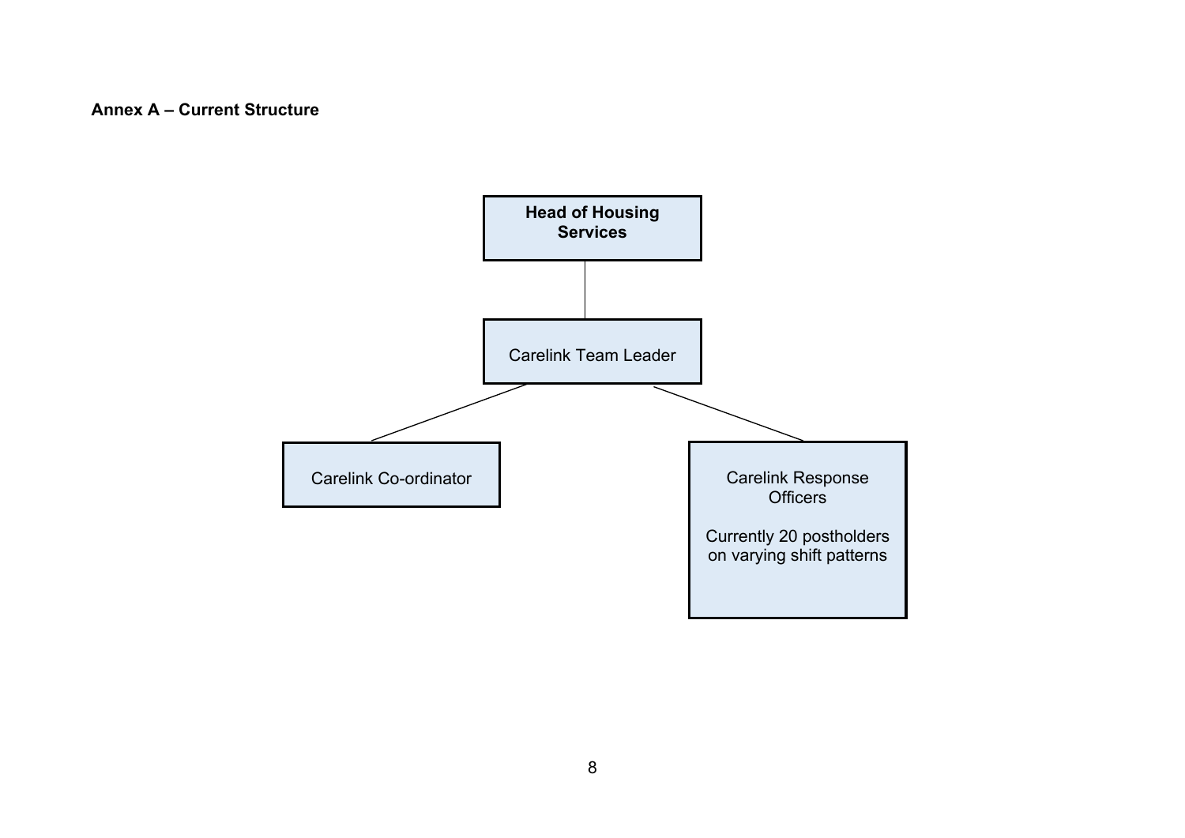**Annex A – Current Structure**

- **Head of Housing Services**
  - Carelink Team Leader
    - Carelink Co-ordinator
    - Carelink Response Officers

      Currently 20 postholders on varying shift patterns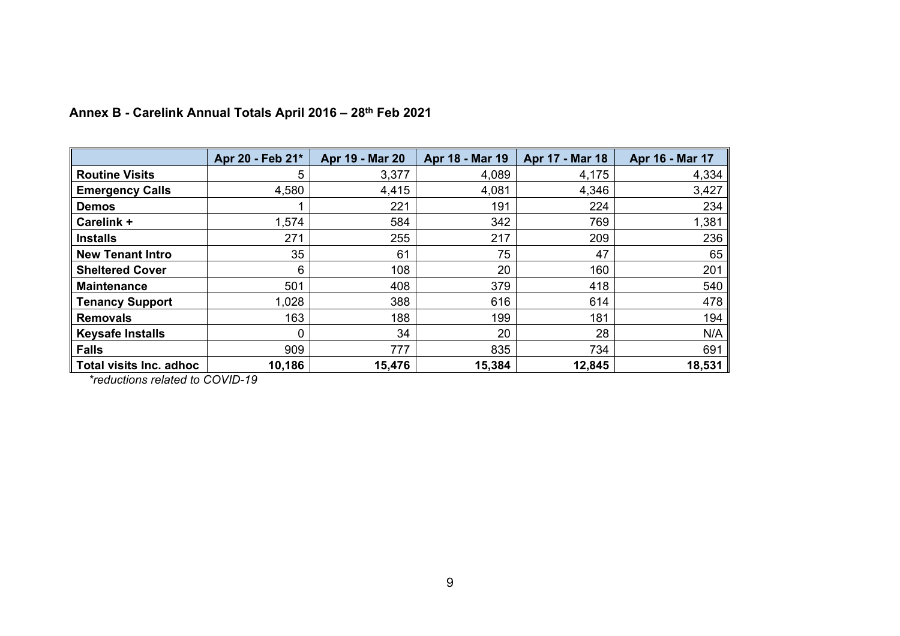**Annex B - Carelink Annual Totals April 2016 – 28th Feb 2021**

| | Apr 20 - Feb 21* | Apr 19 - Mar 20 | Apr 18 - Mar 19 | Apr 17 - Mar 18 | Apr 16 - Mar 17 |
|---|---|---|---|---|---|
| **Routine Visits** | 5 | 3,377 | 4,089 | 4,175 | 4,334 |
| **Emergency Calls** | 4,580 | 4,415 | 4,081 | 4,346 | 3,427 |
| **Demos** | 1 | 221 | 191 | 224 | 234 |
| **Carelink +** | 1,574 | 584 | 342 | 769 | 1,381 |
| **Installs** | 271 | 255 | 217 | 209 | 236 |
| **New Tenant Intro** | 35 | 61 | 75 | 47 | 65 |
| **Sheltered Cover** | 6 | 108 | 20 | 160 | 201 |
| **Maintenance** | 501 | 408 | 379 | 418 | 540 |
| **Tenancy Support** | 1,028 | 388 | 616 | 614 | 478 |
| **Removals** | 163 | 188 | 199 | 181 | 194 |
| **Keysafe Installs** | 0 | 34 | 20 | 28 | N/A |
| **Falls** | 909 | 777 | 835 | 734 | 691 |
| **Total visits Inc. adhoc** | **10,186** | **15,476** | **15,384** | **12,845** | **18,531** |

*\*reductions related to COVID-19*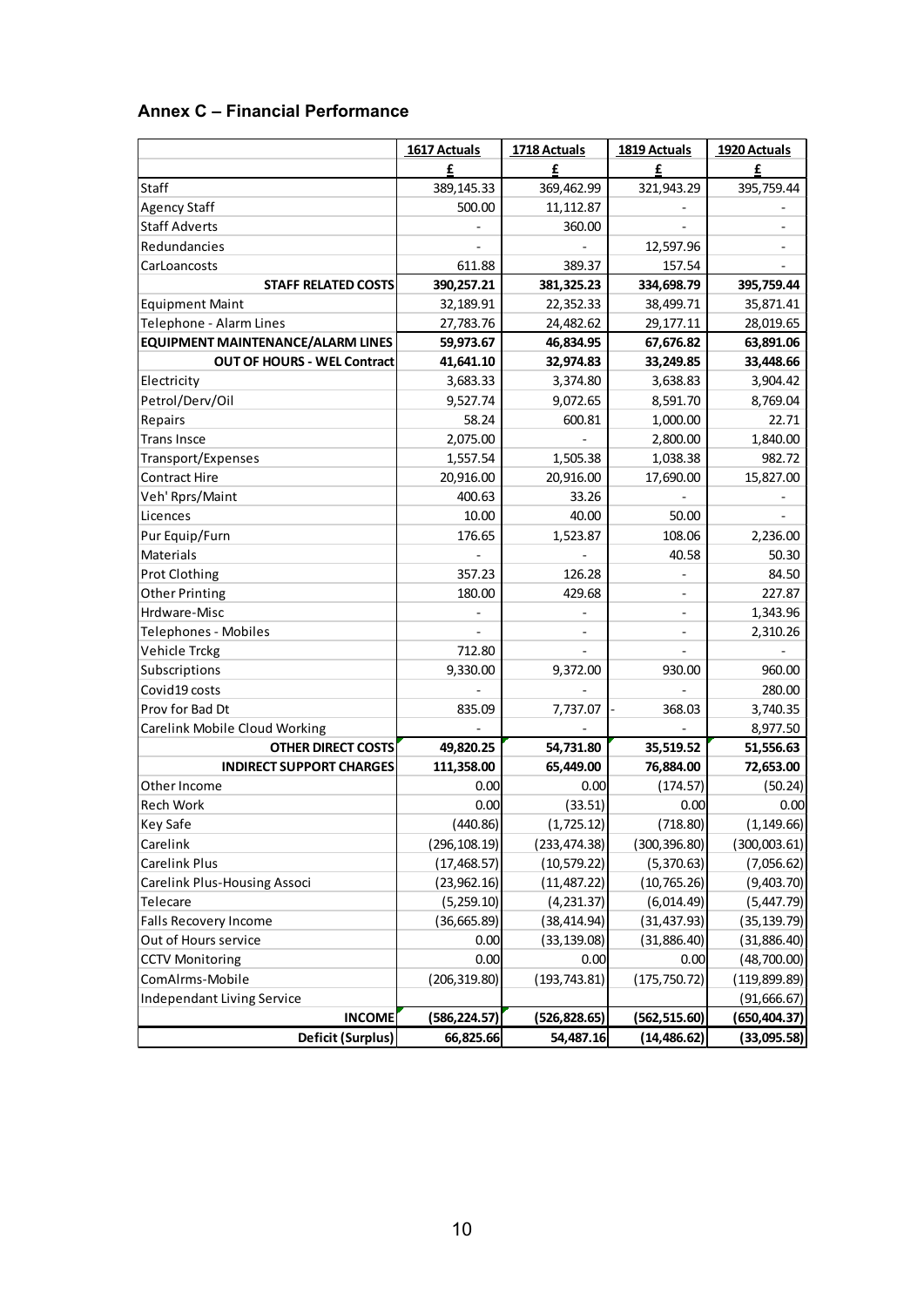## Annex C – Financial Performance

| | 1617 Actuals | 1718 Actuals | 1819 Actuals | 1920 Actuals |
|---|---|---|---|---|
| | £ | £ | £ | £ |
| Staff | 389,145.33 | 369,462.99 | 321,943.29 | 395,759.44 |
| Agency Staff | 500.00 | 11,112.87 | - | - |
| Staff Adverts | - | 360.00 | - | - |
| Redundancies | - | - | 12,597.96 | - |
| CarLoancosts | 611.88 | 389.37 | 157.54 | - |
| **STAFF RELATED COSTS** | **390,257.21** | **381,325.23** | **334,698.79** | **395,759.44** |
| Equipment Maint | 32,189.91 | 22,352.33 | 38,499.71 | 35,871.41 |
| Telephone - Alarm Lines | 27,783.76 | 24,482.62 | 29,177.11 | 28,019.65 |
| **EQUIPMENT MAINTENANCE/ALARM LINES** | **59,973.67** | **46,834.95** | **67,676.82** | **63,891.06** |
| **OUT OF HOURS - WEL Contract** | **41,641.10** | **32,974.83** | **33,249.85** | **33,448.66** |
| Electricity | 3,683.33 | 3,374.80 | 3,638.83 | 3,904.42 |
| Petrol/Derv/Oil | 9,527.74 | 9,072.65 | 8,591.70 | 8,769.04 |
| Repairs | 58.24 | 600.81 | 1,000.00 | 22.71 |
| Trans Insce | 2,075.00 | - | 2,800.00 | 1,840.00 |
| Transport/Expenses | 1,557.54 | 1,505.38 | 1,038.38 | 982.72 |
| Contract Hire | 20,916.00 | 20,916.00 | 17,690.00 | 15,827.00 |
| Veh' Rprs/Maint | 400.63 | 33.26 | - | - |
| Licences | 10.00 | 40.00 | 50.00 | - |
| Pur Equip/Furn | 176.65 | 1,523.87 | 108.06 | 2,236.00 |
| Materials | - | - | 40.58 | 50.30 |
| Prot Clothing | 357.23 | 126.28 | - | 84.50 |
| Other Printing | 180.00 | 429.68 | - | 227.87 |
| Hrdware-Misc | - | - | - | 1,343.96 |
| Telephones - Mobiles | - | - | - | 2,310.26 |
| Vehicle Trckg | 712.80 | - | - | - |
| Subscriptions | 9,330.00 | 9,372.00 | 930.00 | 960.00 |
| Covid19 costs | - | - | - | 280.00 |
| Prov for Bad Dt | 835.09 | 7,737.07 | - 368.03 | 3,740.35 |
| Carelink Mobile Cloud Working | - | - | - | 8,977.50 |
| **OTHER DIRECT COSTS** | **49,820.25** | **54,731.80** | **35,519.52** | **51,556.63** |
| **INDIRECT SUPPORT CHARGES** | **111,358.00** | **65,449.00** | **76,884.00** | **72,653.00** |
| Other Income | 0.00 | 0.00 | (174.57) | (50.24) |
| Rech Work | 0.00 | (33.51) | 0.00 | 0.00 |
| Key Safe | (440.86) | (1,725.12) | (718.80) | (1,149.66) |
| Carelink | (296,108.19) | (233,474.38) | (300,396.80) | (300,003.61) |
| Carelink Plus | (17,468.57) | (10,579.22) | (5,370.63) | (7,056.62) |
| Carelink Plus-Housing Associ | (23,962.16) | (11,487.22) | (10,765.26) | (9,403.70) |
| Telecare | (5,259.10) | (4,231.37) | (6,014.49) | (5,447.79) |
| Falls Recovery Income | (36,665.89) | (38,414.94) | (31,437.93) | (35,139.79) |
| Out of Hours service | 0.00 | (33,139.08) | (31,886.40) | (31,886.40) |
| CCTV Monitoring | 0.00 | 0.00 | 0.00 | (48,700.00) |
| ComAlrms-Mobile | (206,319.80) | (193,743.81) | (175,750.72) | (119,899.89) |
| Independant Living Service | | | | (91,666.67) |
| **INCOME** | **(586,224.57)** | **(526,828.65)** | **(562,515.60)** | **(650,404.37)** |
| **Deficit (Surplus)** | **66,825.66** | **54,487.16** | **(14,486.62)** | **(33,095.58)** |